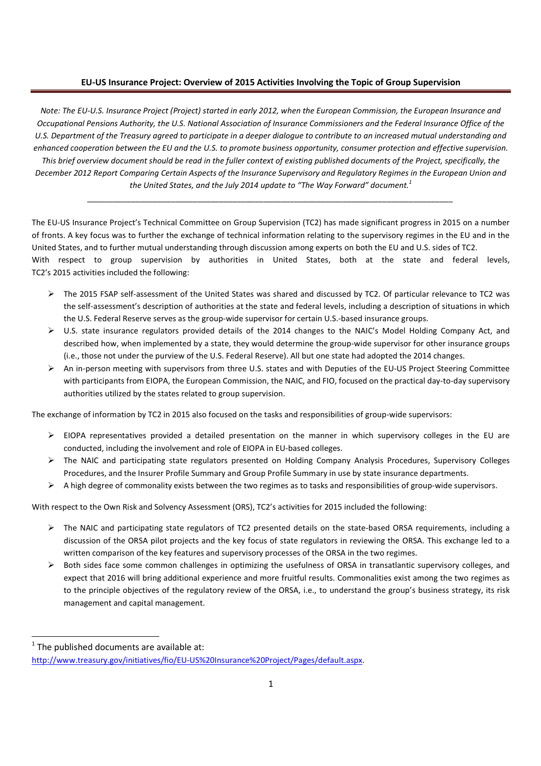## EU-US Insurance Project: Overview of 2015 Activities Involving the Topic of Group Supervision

*Note: The EU-U.S. Insurance Project (Project) started in early 2012, when the European Commission, the European Insurance and Occupational Pensions Authority, the U.S. National Association of Insurance Commissioners and the Federal Insurance Office of the U.S. Department of the Treasury agreed to participate in a deeper dialogue to contribute to an increased mutual understanding and enhanced cooperation between the EU and the U.S. to promote business opportunity, consumer protection and effective supervision. This brief overview document should be read in the fuller context of existing published documents of the Project, specifically, the December 2012 Report Comparing Certain Aspects of the Insurance Supervisory and Regulatory Regimes in the European Union and the United States, and the July 2014 update to "The Way Forward" document.*[1]

---

The EU-US Insurance Project's Technical Committee on Group Supervision (TC2) has made significant progress in 2015 on a number of fronts. A key focus was to further the exchange of technical information relating to the supervisory regimes in the EU and in the United States, and to further mutual understanding through discussion among experts on both the EU and U.S. sides of TC2.

With respect to group supervision by authorities in United States, both at the state and federal levels, TC2's 2015 activities included the following:

- The 2015 FSAP self-assessment of the United States was shared and discussed by TC2. Of particular relevance to TC2 was the self-assessment's description of authorities at the state and federal levels, including a description of situations in which the U.S. Federal Reserve serves as the group-wide supervisor for certain U.S.-based insurance groups.
- U.S. state insurance regulators provided details of the 2014 changes to the NAIC's Model Holding Company Act, and described how, when implemented by a state, they would determine the group-wide supervisor for other insurance groups (i.e., those not under the purview of the U.S. Federal Reserve). All but one state had adopted the 2014 changes.
- An in-person meeting with supervisors from three U.S. states and with Deputies of the EU-US Project Steering Committee with participants from EIOPA, the European Commission, the NAIC, and FIO, focused on the practical day-to-day supervisory authorities utilized by the states related to group supervision.

The exchange of information by TC2 in 2015 also focused on the tasks and responsibilities of group-wide supervisors:

- EIOPA representatives provided a detailed presentation on the manner in which supervisory colleges in the EU are conducted, including the involvement and role of EIOPA in EU-based colleges.
- The NAIC and participating state regulators presented on Holding Company Analysis Procedures, Supervisory Colleges Procedures, and the Insurer Profile Summary and Group Profile Summary in use by state insurance departments.
- A high degree of commonality exists between the two regimes as to tasks and responsibilities of group-wide supervisors.

With respect to the Own Risk and Solvency Assessment (ORS), TC2's activities for 2015 included the following:

- The NAIC and participating state regulators of TC2 presented details on the state-based ORSA requirements, including a discussion of the ORSA pilot projects and the key focus of state regulators in reviewing the ORSA. This exchange led to a written comparison of the key features and supervisory processes of the ORSA in the two regimes.
- Both sides face some common challenges in optimizing the usefulness of ORSA in transatlantic supervisory colleges, and expect that 2016 will bring additional experience and more fruitful results. Commonalities exist among the two regimes as to the principle objectives of the regulatory review of the ORSA, i.e., to understand the group's business strategy, its risk management and capital management.

---

[1] The published documents are available at: http://www.treasury.gov/initiatives/fio/EU-US%20Insurance%20Project/Pages/default.aspx.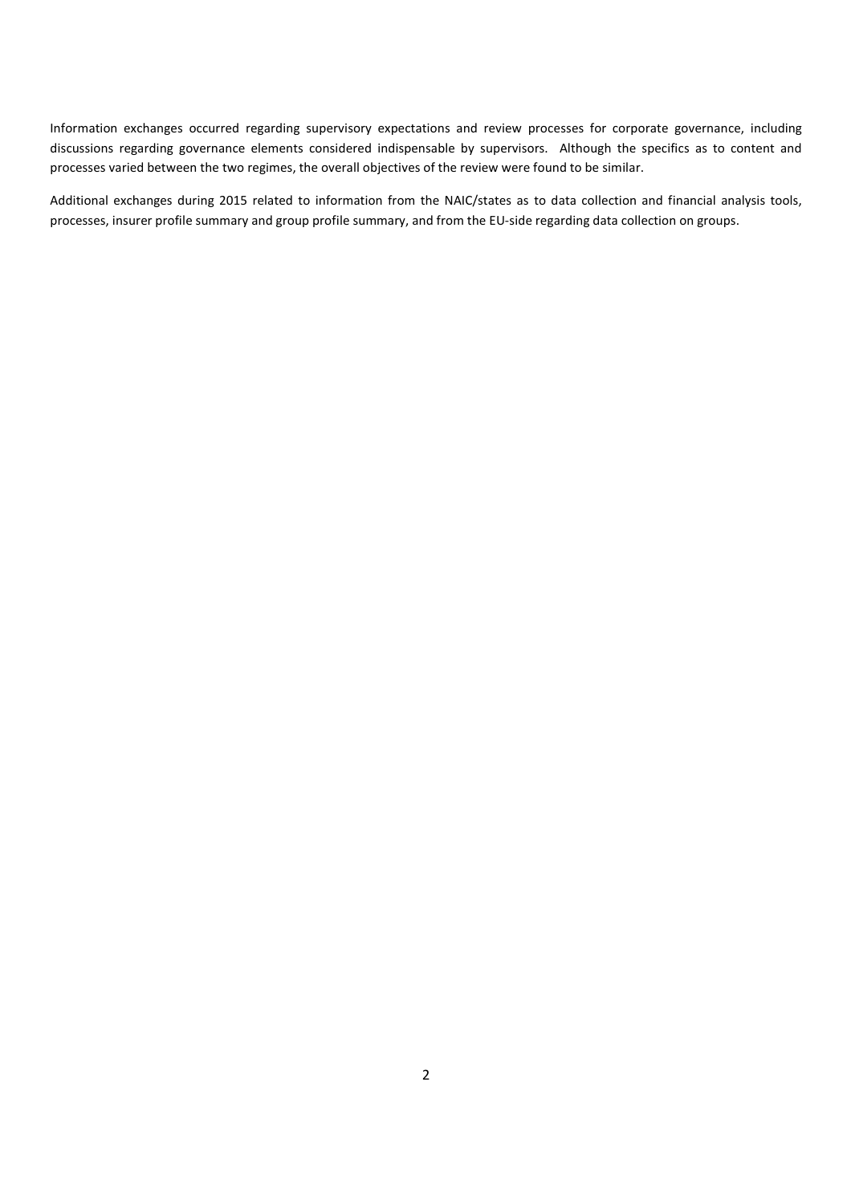Information exchanges occurred regarding supervisory expectations and review processes for corporate governance, including discussions regarding governance elements considered indispensable by supervisors. Although the specifics as to content and processes varied between the two regimes, the overall objectives of the review were found to be similar.

Additional exchanges during 2015 related to information from the NAIC/states as to data collection and financial analysis tools, processes, insurer profile summary and group profile summary, and from the EU-side regarding data collection on groups.